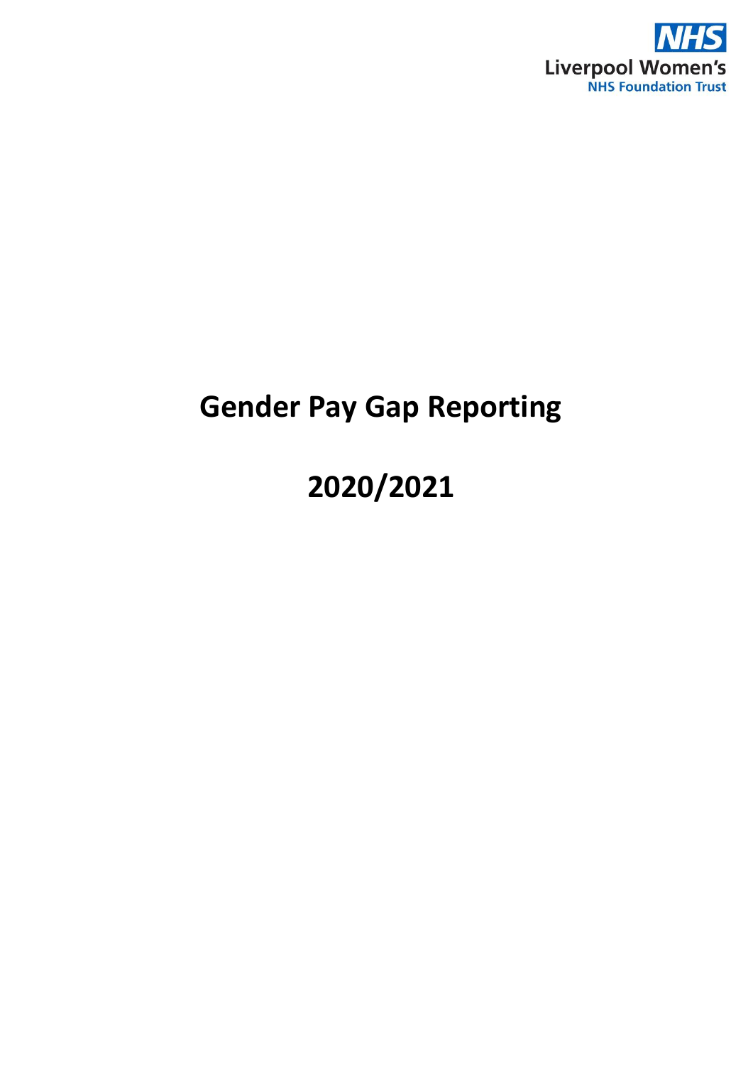NHS
Liverpool Women's
NHS Foundation Trust

# Gender Pay Gap Reporting

# 2020/2021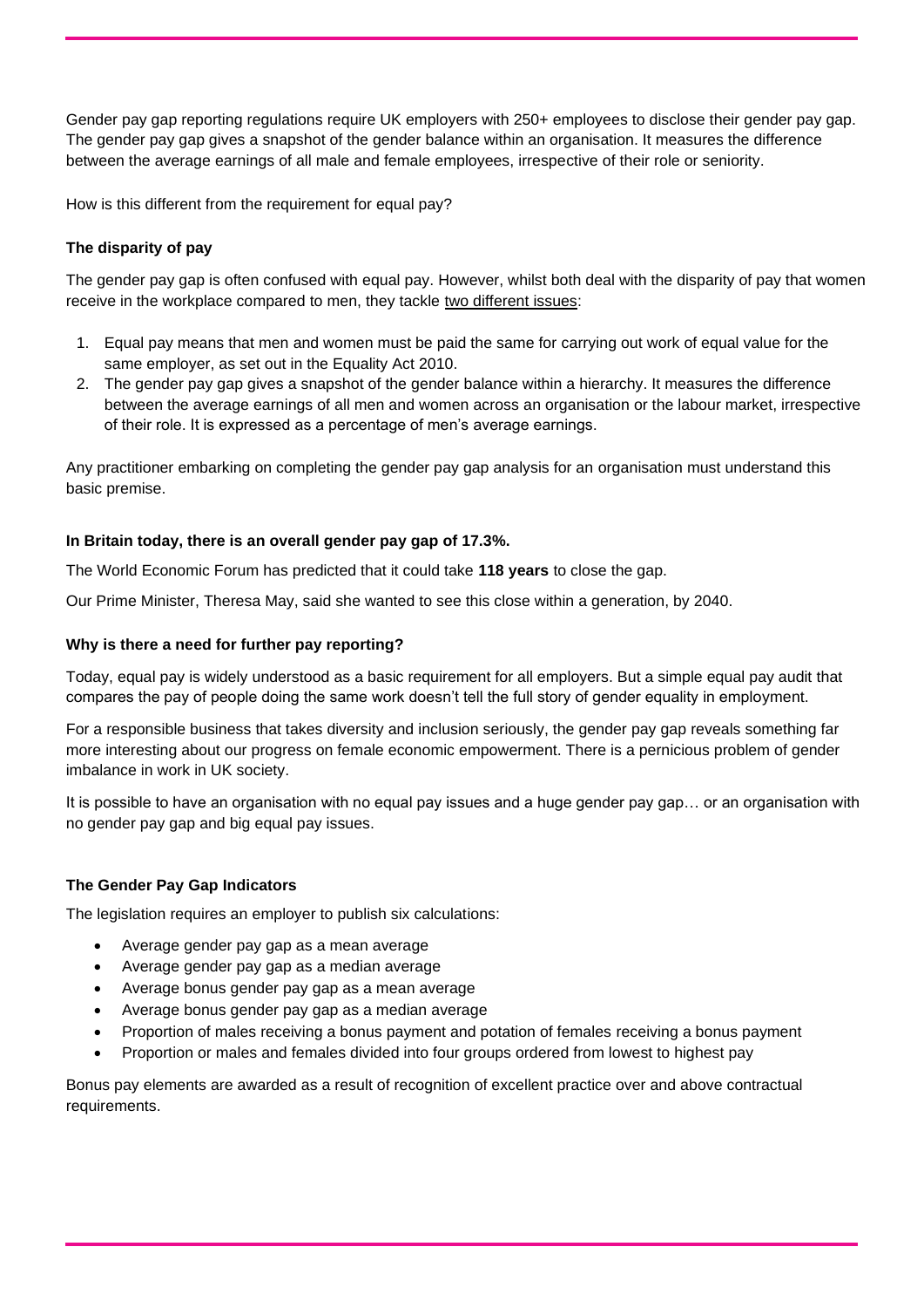Gender pay gap reporting regulations require UK employers with 250+ employees to disclose their gender pay gap. The gender pay gap gives a snapshot of the gender balance within an organisation. It measures the difference between the average earnings of all male and female employees, irrespective of their role or seniority.

How is this different from the requirement for equal pay?

**The disparity of pay**

The gender pay gap is often confused with equal pay. However, whilst both deal with the disparity of pay that women receive in the workplace compared to men, they tackle two different issues:

1. Equal pay means that men and women must be paid the same for carrying out work of equal value for the same employer, as set out in the Equality Act 2010.
2. The gender pay gap gives a snapshot of the gender balance within a hierarchy. It measures the difference between the average earnings of all men and women across an organisation or the labour market, irrespective of their role. It is expressed as a percentage of men's average earnings.

Any practitioner embarking on completing the gender pay gap analysis for an organisation must understand this basic premise.

**In Britain today, there is an overall gender pay gap of 17.3%.**

The World Economic Forum has predicted that it could take **118 years** to close the gap.

Our Prime Minister, Theresa May, said she wanted to see this close within a generation, by 2040.

**Why is there a need for further pay reporting?**

Today, equal pay is widely understood as a basic requirement for all employers. But a simple equal pay audit that compares the pay of people doing the same work doesn't tell the full story of gender equality in employment.

For a responsible business that takes diversity and inclusion seriously, the gender pay gap reveals something far more interesting about our progress on female economic empowerment. There is a pernicious problem of gender imbalance in work in UK society.

It is possible to have an organisation with no equal pay issues and a huge gender pay gap… or an organisation with no gender pay gap and big equal pay issues.

**The Gender Pay Gap Indicators**

The legislation requires an employer to publish six calculations:

- Average gender pay gap as a mean average
- Average gender pay gap as a median average
- Average bonus gender pay gap as a mean average
- Average bonus gender pay gap as a median average
- Proportion of males receiving a bonus payment and potation of females receiving a bonus payment
- Proportion or males and females divided into four groups ordered from lowest to highest pay

Bonus pay elements are awarded as a result of recognition of excellent practice over and above contractual requirements.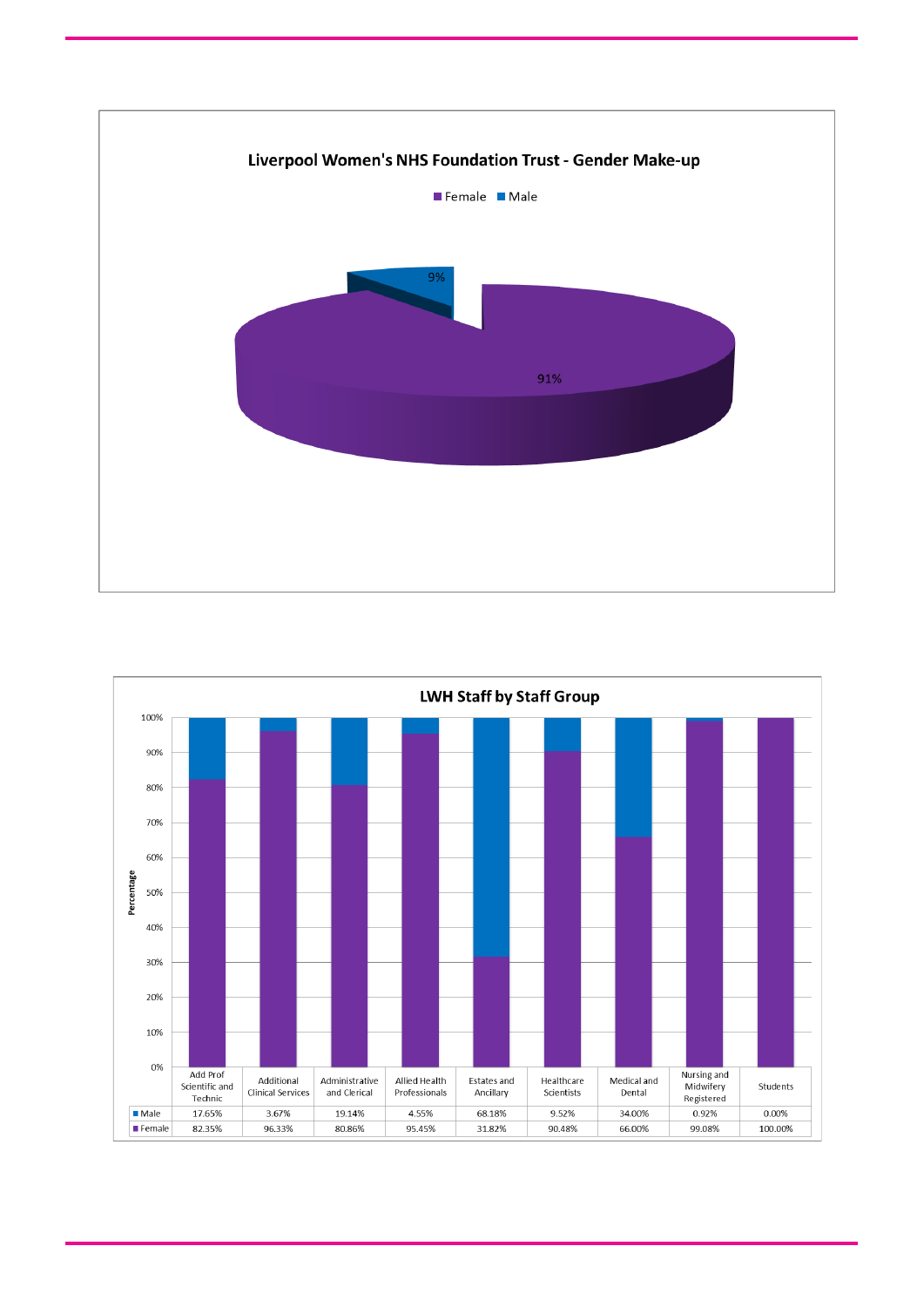**Liverpool Women's NHS Foundation Trust - Gender Make-up**

Female: 91%
Male: 9%

**LWH Staff by Staff Group**

| | Add Prof Scientific and Technic | Additional Clinical Services | Administrative and Clerical | Allied Health Professionals | Estates and Ancillary | Healthcare Scientists | Medical and Dental | Nursing and Midwifery Registered | Students |
|---|---|---|---|---|---|---|---|---|---|
| Male | 17.65% | 3.67% | 19.14% | 4.55% | 68.18% | 9.52% | 34.00% | 0.92% | 0.00% |
| Female | 82.35% | 96.33% | 80.86% | 95.45% | 31.82% | 90.48% | 66.00% | 99.08% | 100.00% |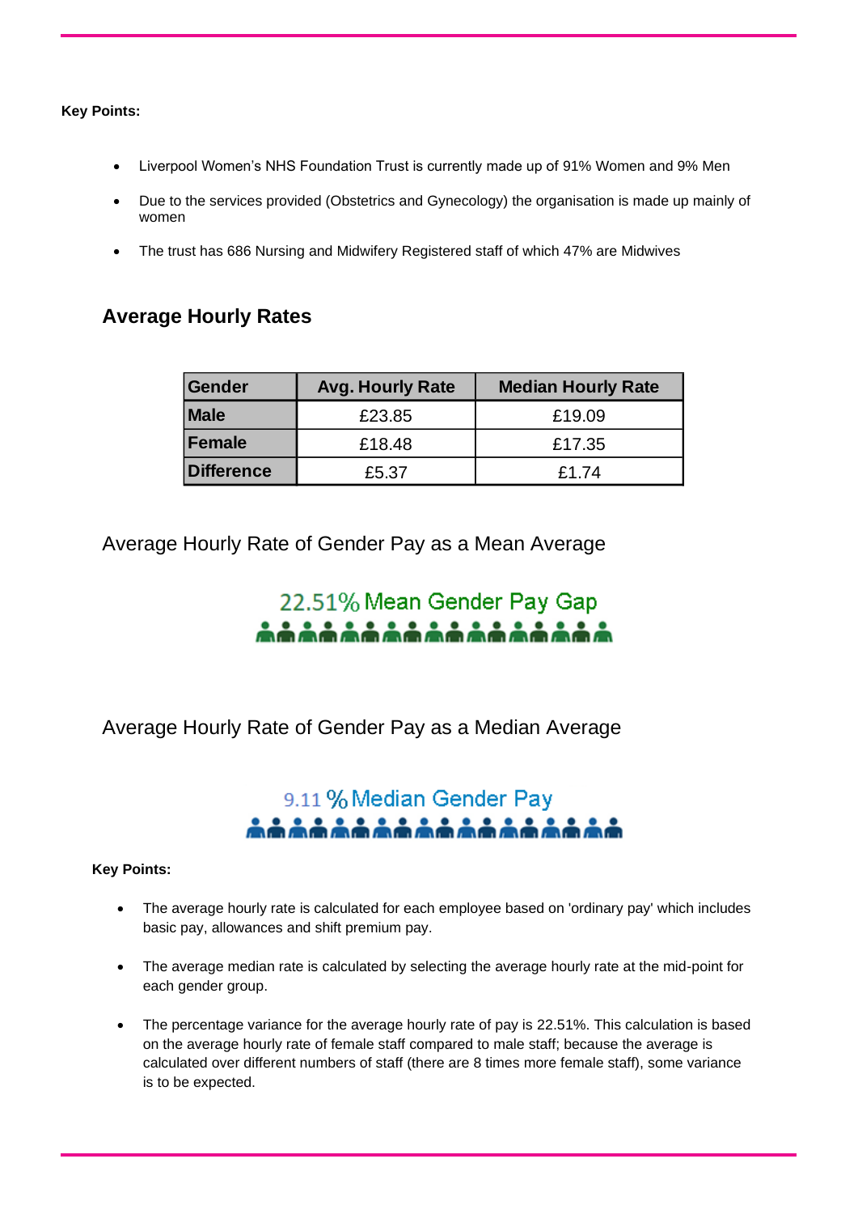**Key Points:**

- Liverpool Women's NHS Foundation Trust is currently made up of 91% Women and 9% Men
- Due to the services provided (Obstetrics and Gynecology) the organisation is made up mainly of women
- The trust has 686 Nursing and Midwifery Registered staff of which 47% are Midwives

## Average Hourly Rates

| Gender | Avg. Hourly Rate | Median Hourly Rate |
|---|---|---|
| **Male** | £23.85 | £19.09 |
| **Female** | £18.48 | £17.35 |
| **Difference** | £5.37 | £1.74 |

Average Hourly Rate of Gender Pay as a Mean Average

22.51% Mean Gender Pay Gap

Average Hourly Rate of Gender Pay as a Median Average

9.11 % Median Gender Pay

**Key Points:**

- The average hourly rate is calculated for each employee based on 'ordinary pay' which includes basic pay, allowances and shift premium pay.
- The average median rate is calculated by selecting the average hourly rate at the mid-point for each gender group.
- The percentage variance for the average hourly rate of pay is 22.51%. This calculation is based on the average hourly rate of female staff compared to male staff; because the average is calculated over different numbers of staff (there are 8 times more female staff), some variance is to be expected.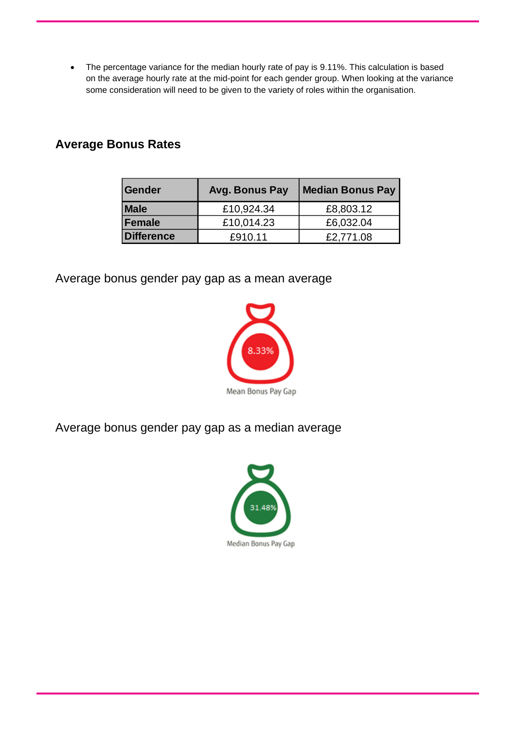- The percentage variance for the median hourly rate of pay is 9.11%. This calculation is based on the average hourly rate at the mid-point for each gender group. When looking at the variance some consideration will need to be given to the variety of roles within the organisation.

## Average Bonus Rates

| Gender | Avg. Bonus Pay | Median Bonus Pay |
|---|---|---|
| Male | £10,924.34 | £8,803.12 |
| Female | £10,014.23 | £6,032.04 |
| Difference | £910.11 | £2,771.08 |

Average bonus gender pay gap as a mean average

8.33%

Mean Bonus Pay Gap

Average bonus gender pay gap as a median average

31.48%

Median Bonus Pay Gap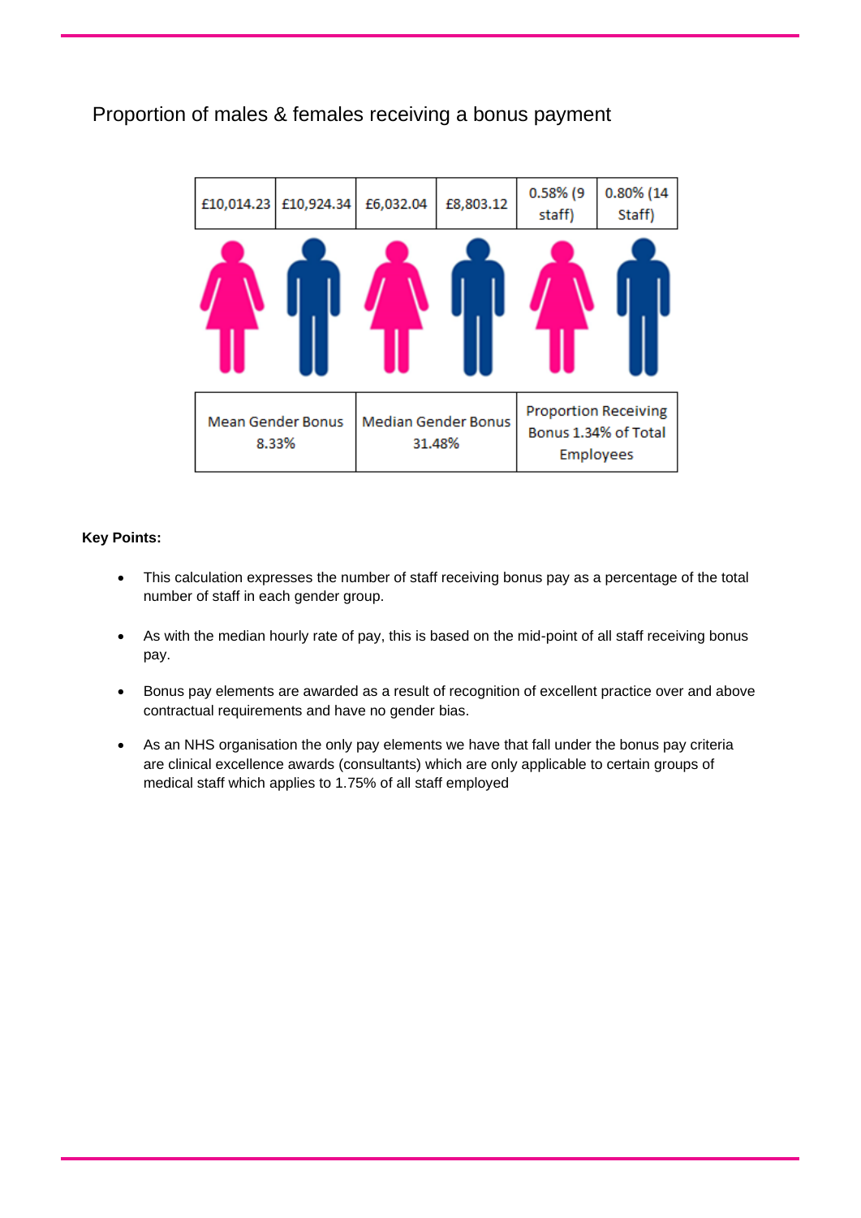## Proportion of males & females receiving a bonus payment

| £10,014.23 | £10,924.34 | £6,032.04 | £8,803.12 | 0.58% (9 staff) | 0.80% (14 Staff) |
|---|---|---|---|---|---|
| Mean Gender Bonus 8.33% | | Median Gender Bonus 31.48% | | Proportion Receiving Bonus 1.34% of Total Employees | |

**Key Points:**

- This calculation expresses the number of staff receiving bonus pay as a percentage of the total number of staff in each gender group.
- As with the median hourly rate of pay, this is based on the mid-point of all staff receiving bonus pay.
- Bonus pay elements are awarded as a result of recognition of excellent practice over and above contractual requirements and have no gender bias.
- As an NHS organisation the only pay elements we have that fall under the bonus pay criteria are clinical excellence awards (consultants) which are only applicable to certain groups of medical staff which applies to 1.75% of all staff employed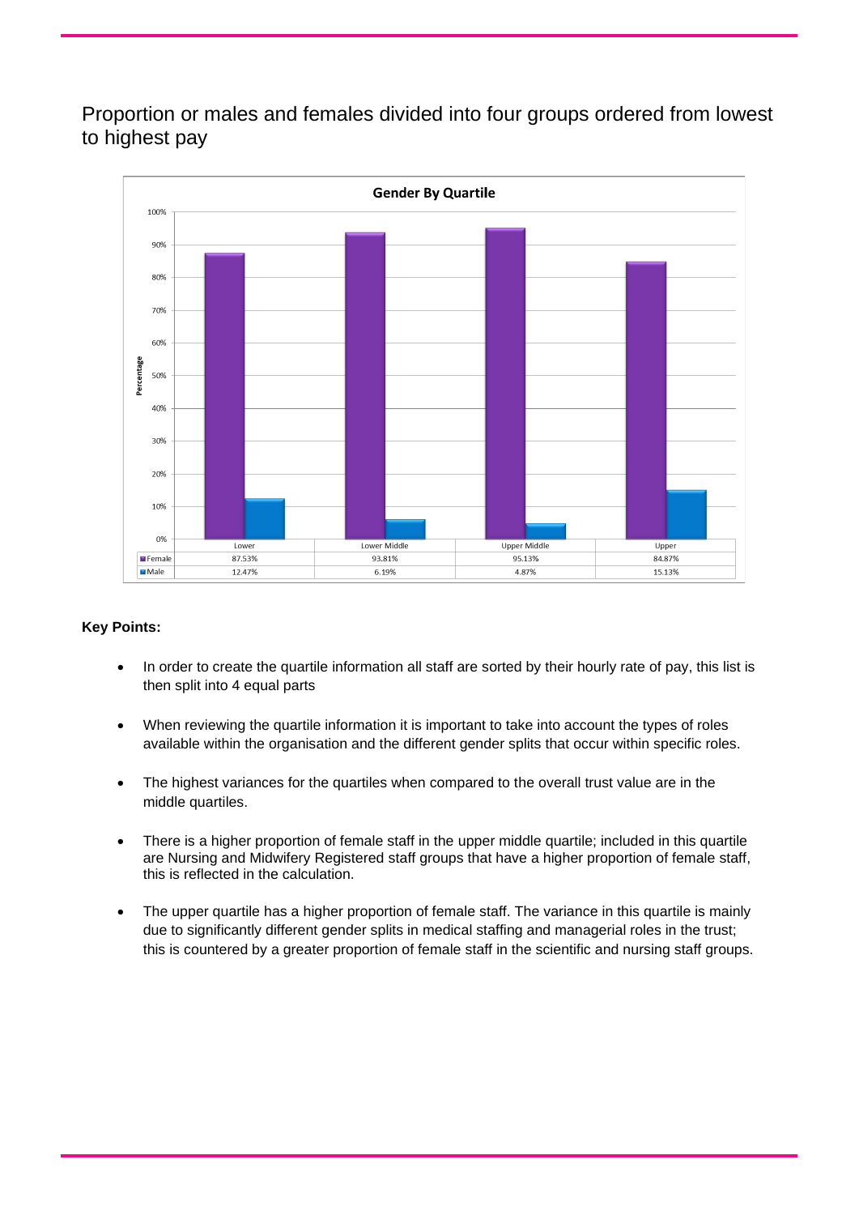Proportion or males and females divided into four groups ordered from lowest to highest pay

Gender By Quartile

100%
90%
80%
70%
60%
50%
40%
30%
20%
10%
0%

Percentage

Lower
Lower Middle
Upper Middle
Upper

Female 87.53% 93.81% 95.13% 84.87%

Male 12.47% 6.19% 4.87% 15.13%

**Key Points:**

- In order to create the quartile information all staff are sorted by their hourly rate of pay, this list is then split into 4 equal parts
- When reviewing the quartile information it is important to take into account the types of roles available within the organisation and the different gender splits that occur within specific roles.
- The highest variances for the quartiles when compared to the overall trust value are in the middle quartiles.
- There is a higher proportion of female staff in the upper middle quartile; included in this quartile are Nursing and Midwifery Registered staff groups that have a higher proportion of female staff, this is reflected in the calculation.
- The upper quartile has a higher proportion of female staff. The variance in this quartile is mainly due to significantly different gender splits in medical staffing and managerial roles in the trust; this is countered by a greater proportion of female staff in the scientific and nursing staff groups.